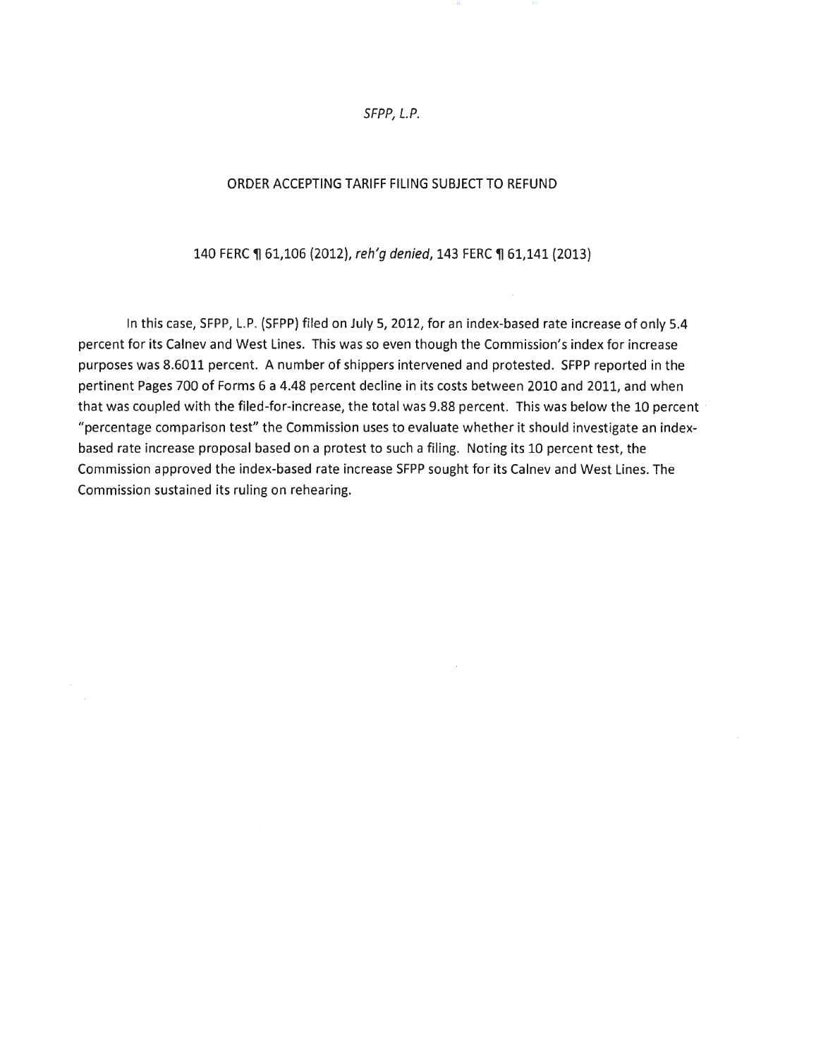*SFPP, L.P.*

ORDER ACCEPTING TARIFF FILING SUBJECT TO REFUND

140 FERC ¶ 61,106 (2012), *reh'g denied*, 143 FERC ¶ 61,141 (2013)

In this case, SFPP, L.P. (SFPP) filed on July 5, 2012, for an index-based rate increase of only 5.4 percent for its Calnev and West Lines. This was so even though the Commission's index for increase purposes was 8.6011 percent. A number of shippers intervened and protested. SFPP reported in the pertinent Pages 700 of Forms 6 a 4.48 percent decline in its costs between 2010 and 2011, and when that was coupled with the filed-for-increase, the total was 9.88 percent. This was below the 10 percent "percentage comparison test" the Commission uses to evaluate whether it should investigate an index-based rate increase proposal based on a protest to such a filing. Noting its 10 percent test, the Commission approved the index-based rate increase SFPP sought for its Calnev and West Lines. The Commission sustained its ruling on rehearing.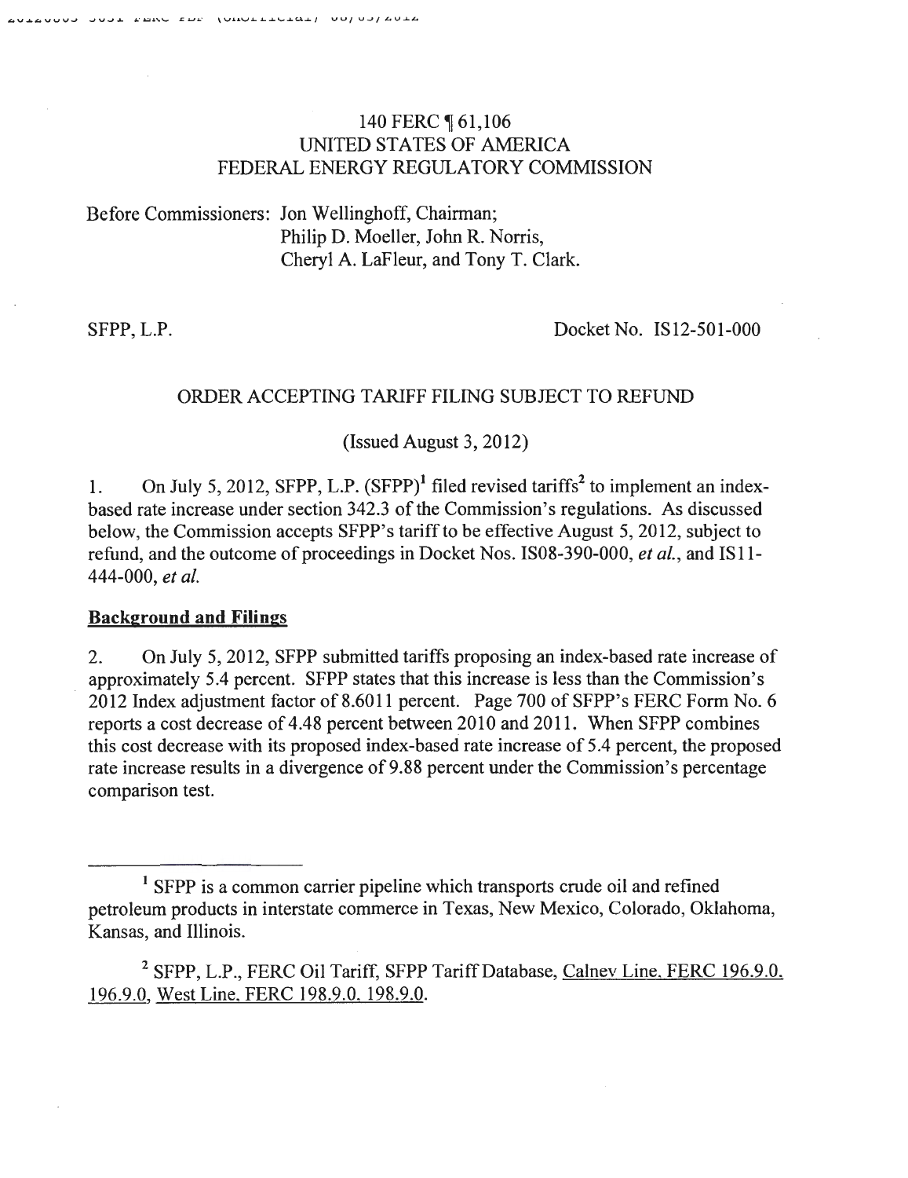140 FERC ¶ 61,106
UNITED STATES OF AMERICA
FEDERAL ENERGY REGULATORY COMMISSION

Before Commissioners: Jon Wellinghoff, Chairman;
Philip D. Moeller, John R. Norris,
Cheryl A. LaFleur, and Tony T. Clark.

SFPP, L.P. Docket No. IS12-501-000

ORDER ACCEPTING TARIFF FILING SUBJECT TO REFUND

(Issued August 3, 2012)

1. On July 5, 2012, SFPP, L.P. (SFPP)[1] filed revised tariffs[2] to implement an index-based rate increase under section 342.3 of the Commission's regulations. As discussed below, the Commission accepts SFPP's tariff to be effective August 5, 2012, subject to refund, and the outcome of proceedings in Docket Nos. IS08-390-000, *et al.*, and IS11-444-000, *et al.*

**Background and Filings**

2. On July 5, 2012, SFPP submitted tariffs proposing an index-based rate increase of approximately 5.4 percent. SFPP states that this increase is less than the Commission's 2012 Index adjustment factor of 8.6011 percent. Page 700 of SFPP's FERC Form No. 6 reports a cost decrease of 4.48 percent between 2010 and 2011. When SFPP combines this cost decrease with its proposed index-based rate increase of 5.4 percent, the proposed rate increase results in a divergence of 9.88 percent under the Commission's percentage comparison test.

[1] SFPP is a common carrier pipeline which transports crude oil and refined petroleum products in interstate commerce in Texas, New Mexico, Colorado, Oklahoma, Kansas, and Illinois.

[2] SFPP, L.P., FERC Oil Tariff, SFPP Tariff Database, Calnev Line, FERC 196.9.0, 196.9.0, West Line, FERC 198.9.0, 198.9.0.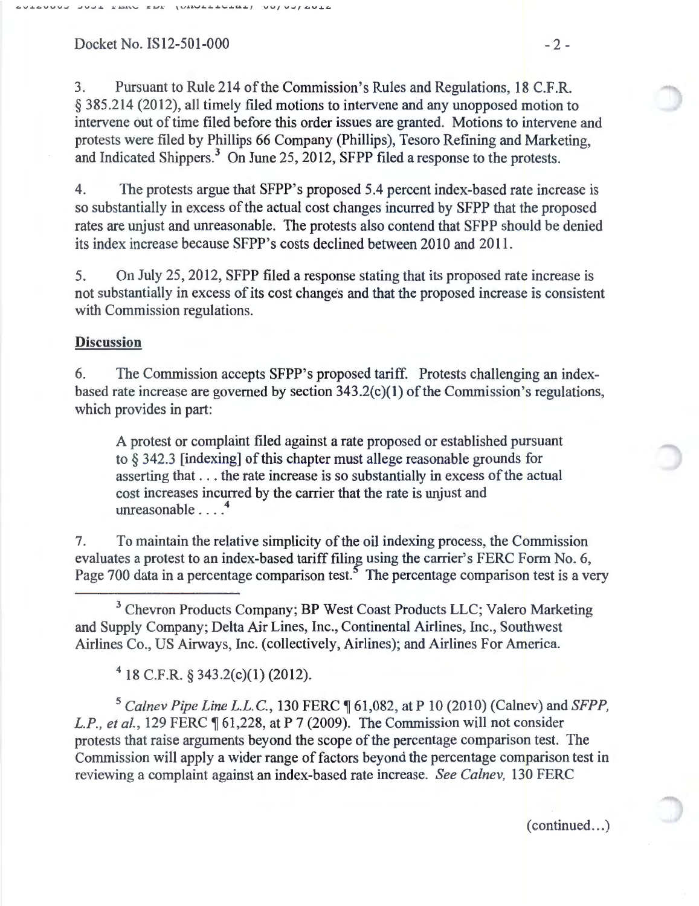Docket No. IS12-501-000

3. Pursuant to Rule 214 of the Commission's Rules and Regulations, 18 C.F.R. § 385.214 (2012), all timely filed motions to intervene and any unopposed motion to intervene out of time filed before this order issues are granted. Motions to intervene and protests were filed by Phillips 66 Company (Phillips), Tesoro Refining and Marketing, and Indicated Shippers.[3] On June 25, 2012, SFPP filed a response to the protests.

4. The protests argue that SFPP's proposed 5.4 percent index-based rate increase is so substantially in excess of the actual cost changes incurred by SFPP that the proposed rates are unjust and unreasonable. The protests also contend that SFPP should be denied its index increase because SFPP's costs declined between 2010 and 2011.

5. On July 25, 2012, SFPP filed a response stating that its proposed rate increase is not substantially in excess of its cost changes and that the proposed increase is consistent with Commission regulations.

**Discussion**

6. The Commission accepts SFPP's proposed tariff. Protests challenging an index-based rate increase are governed by section 343.2(c)(1) of the Commission's regulations, which provides in part:

> A protest or complaint filed against a rate proposed or established pursuant to § 342.3 [indexing] of this chapter must allege reasonable grounds for asserting that . . . the rate increase is so substantially in excess of the actual cost increases incurred by the carrier that the rate is unjust and unreasonable . . . .[4]

7. To maintain the relative simplicity of the oil indexing process, the Commission evaluates a protest to an index-based tariff filing using the carrier's FERC Form No. 6, Page 700 data in a percentage comparison test.[5] The percentage comparison test is a very

---

[3] Chevron Products Company; BP West Coast Products LLC; Valero Marketing and Supply Company; Delta Air Lines, Inc., Continental Airlines, Inc., Southwest Airlines Co., US Airways, Inc. (collectively, Airlines); and Airlines For America.

[4] 18 C.F.R. § 343.2(c)(1) (2012).

[5] *Calnev Pipe Line L.L.C.*, 130 FERC ¶ 61,082, at P 10 (2010) (Calnev) and *SFPP, L.P., et al.*, 129 FERC ¶ 61,228, at P 7 (2009). The Commission will not consider protests that raise arguments beyond the scope of the percentage comparison test. The Commission will apply a wider range of factors beyond the percentage comparison test in reviewing a complaint against an index-based rate increase. *See Calnev*, 130 FERC

(continued...)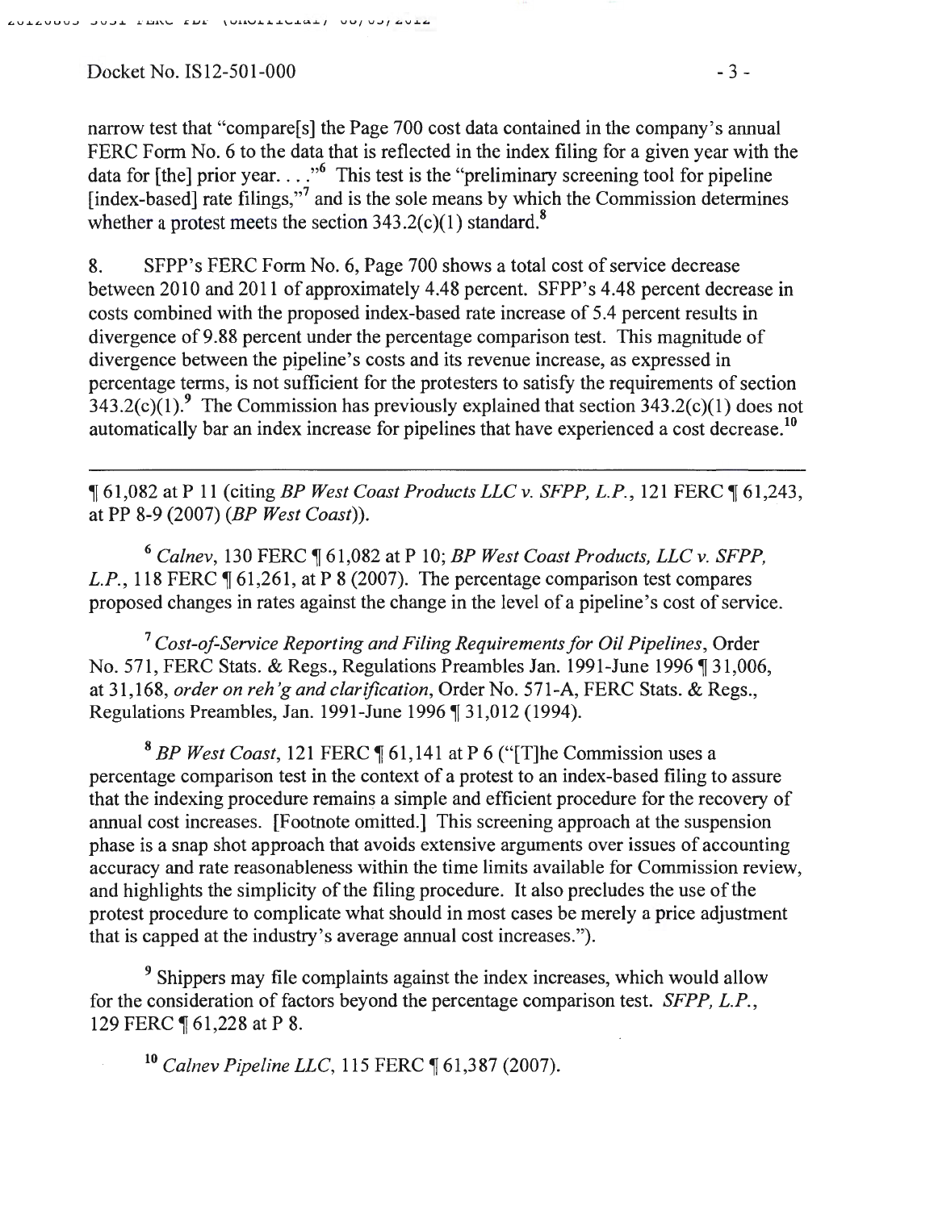narrow test that "compare[s] the Page 700 cost data contained in the company's annual FERC Form No. 6 to the data that is reflected in the index filing for a given year with the data for [the] prior year. . . ."[6] This test is the "preliminary screening tool for pipeline [index-based] rate filings,"[7] and is the sole means by which the Commission determines whether a protest meets the section 343.2(c)(1) standard.[8]

8. SFPP's FERC Form No. 6, Page 700 shows a total cost of service decrease between 2010 and 2011 of approximately 4.48 percent. SFPP's 4.48 percent decrease in costs combined with the proposed index-based rate increase of 5.4 percent results in divergence of 9.88 percent under the percentage comparison test. This magnitude of divergence between the pipeline's costs and its revenue increase, as expressed in percentage terms, is not sufficient for the protesters to satisfy the requirements of section 343.2(c)(1).[9] The Commission has previously explained that section 343.2(c)(1) does not automatically bar an index increase for pipelines that have experienced a cost decrease.[10]

---

¶ 61,082 at P 11 (citing *BP West Coast Products LLC v. SFPP, L.P.*, 121 FERC ¶ 61,243, at PP 8-9 (2007) (*BP West Coast*)).

[6] *Calnev*, 130 FERC ¶ 61,082 at P 10; *BP West Coast Products, LLC v. SFPP, L.P.*, 118 FERC ¶ 61,261, at P 8 (2007). The percentage comparison test compares proposed changes in rates against the change in the level of a pipeline's cost of service.

[7] *Cost-of-Service Reporting and Filing Requirements for Oil Pipelines*, Order No. 571, FERC Stats. & Regs., Regulations Preambles Jan. 1991-June 1996 ¶ 31,006, at 31,168, *order on reh'g and clarification*, Order No. 571-A, FERC Stats. & Regs., Regulations Preambles, Jan. 1991-June 1996 ¶ 31,012 (1994).

[8] *BP West Coast*, 121 FERC ¶ 61,141 at P 6 ("[T]he Commission uses a percentage comparison test in the context of a protest to an index-based filing to assure that the indexing procedure remains a simple and efficient procedure for the recovery of annual cost increases. [Footnote omitted.] This screening approach at the suspension phase is a snap shot approach that avoids extensive arguments over issues of accounting accuracy and rate reasonableness within the time limits available for Commission review, and highlights the simplicity of the filing procedure. It also precludes the use of the protest procedure to complicate what should in most cases be merely a price adjustment that is capped at the industry's average annual cost increases.").

[9] Shippers may file complaints against the index increases, which would allow for the consideration of factors beyond the percentage comparison test. *SFPP, L.P.*, 129 FERC ¶ 61,228 at P 8.

[10] *Calnev Pipeline LLC*, 115 FERC ¶ 61,387 (2007).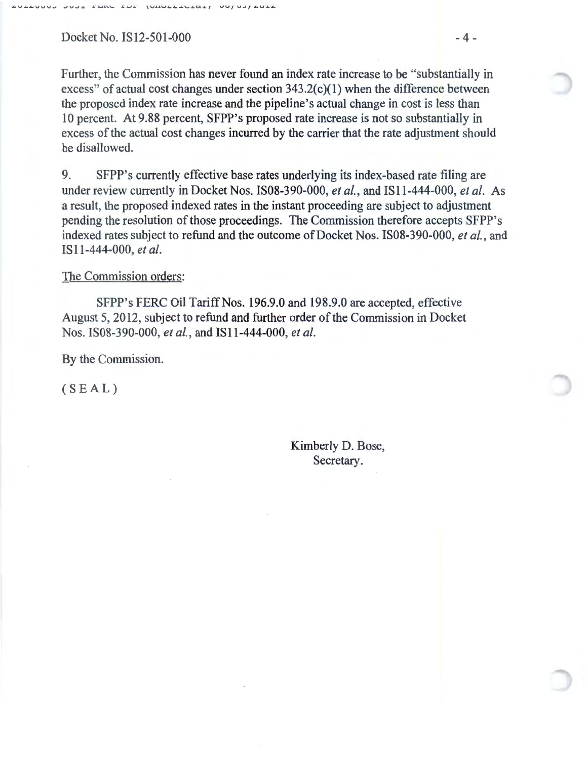Further, the Commission has never found an index rate increase to be "substantially in excess" of actual cost changes under section 343.2(c)(1) when the difference between the proposed index rate increase and the pipeline's actual change in cost is less than 10 percent. At 9.88 percent, SFPP's proposed rate increase is not so substantially in excess of the actual cost changes incurred by the carrier that the rate adjustment should be disallowed.

9. SFPP's currently effective base rates underlying its index-based rate filing are under review currently in Docket Nos. IS08-390-000, *et al.*, and IS11-444-000, *et al.* As a result, the proposed indexed rates in the instant proceeding are subject to adjustment pending the resolution of those proceedings. The Commission therefore accepts SFPP's indexed rates subject to refund and the outcome of Docket Nos. IS08-390-000, *et al.*, and IS11-444-000, *et al.*

The Commission orders:

SFPP's FERC Oil Tariff Nos. 196.9.0 and 198.9.0 are accepted, effective August 5, 2012, subject to refund and further order of the Commission in Docket Nos. IS08-390-000, *et al.*, and IS11-444-000, *et al.*

By the Commission.

( S E A L )

Kimberly D. Bose,
Secretary.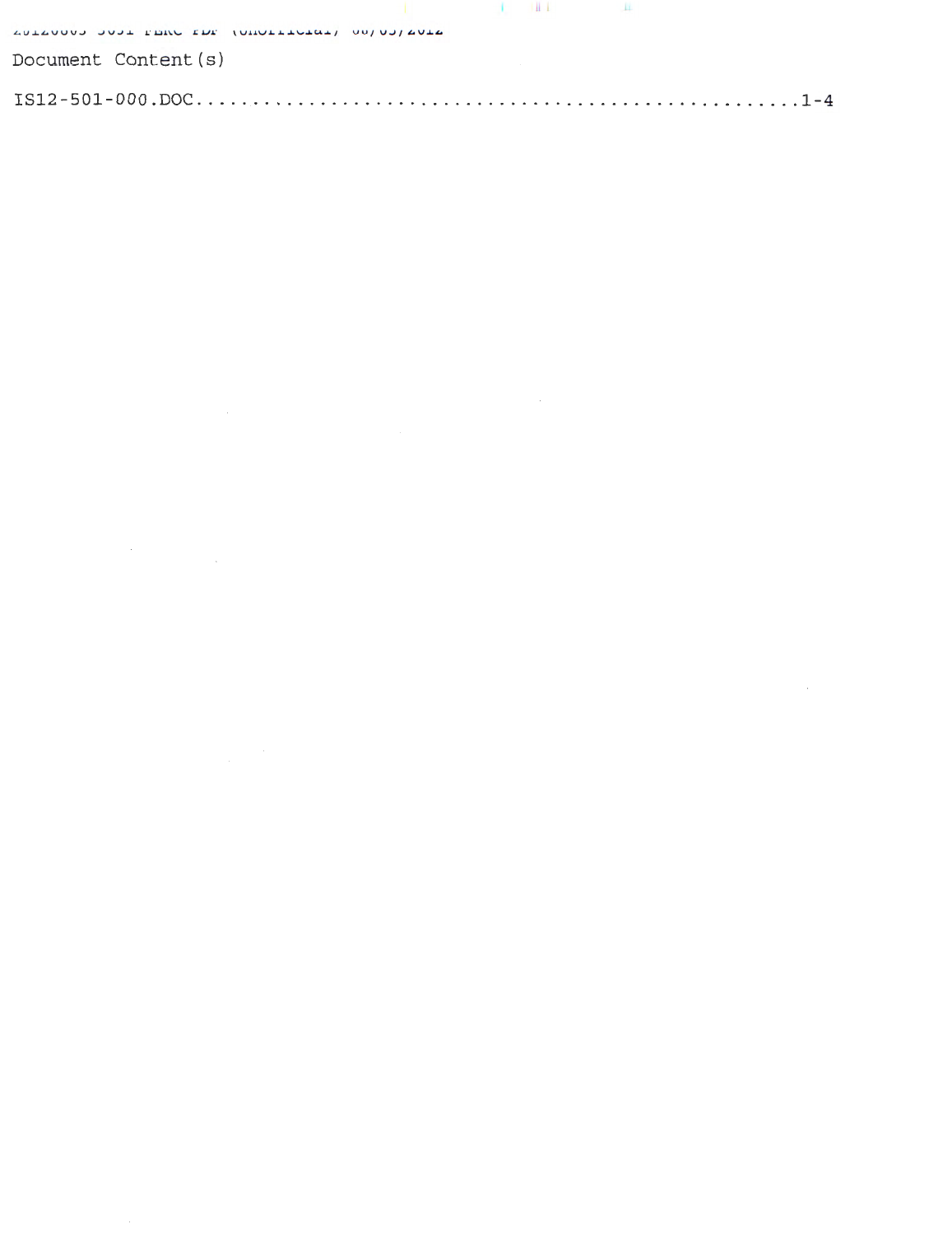Document Content(s)

IS12-501-000.DOC.....................................................1-4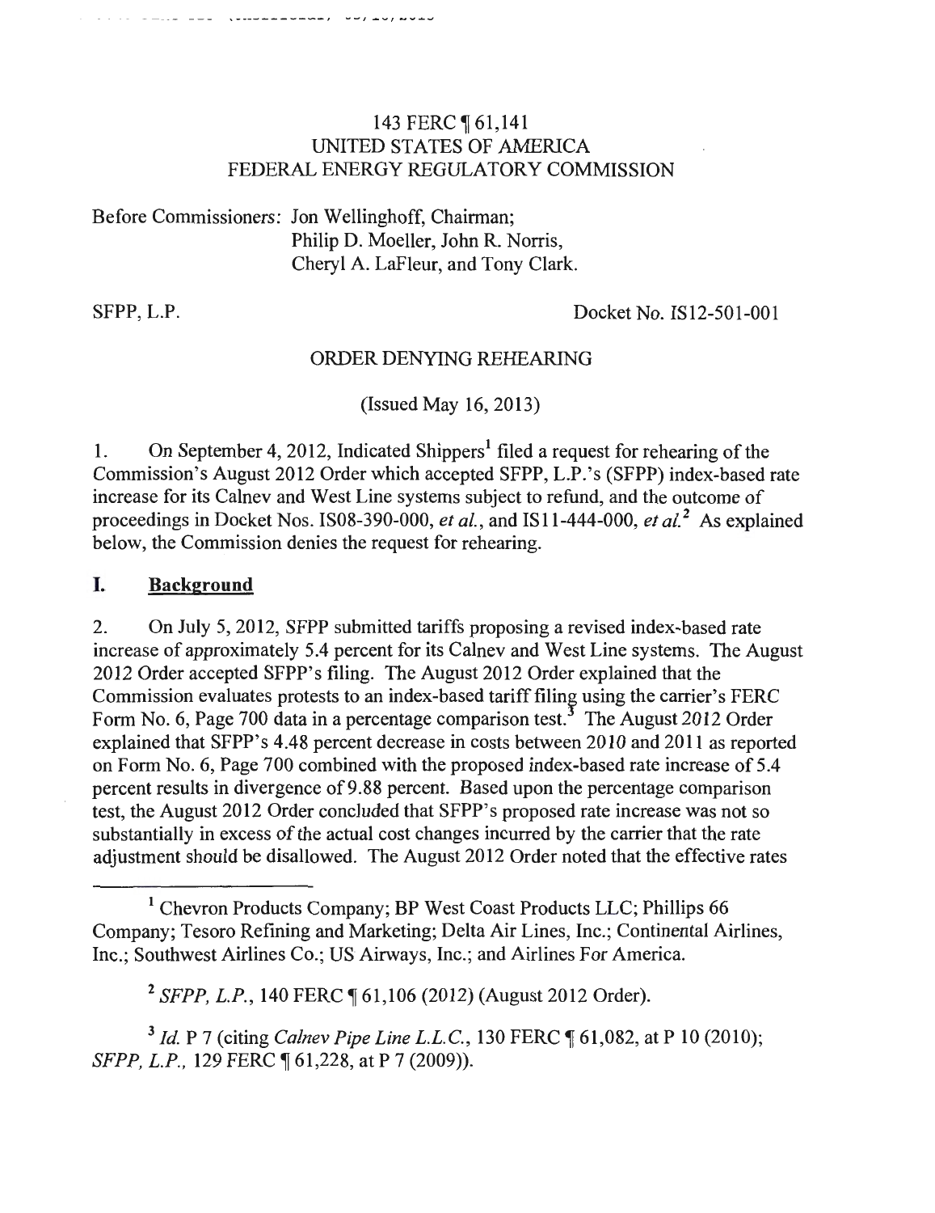143 FERC ¶ 61,141
UNITED STATES OF AMERICA
FEDERAL ENERGY REGULATORY COMMISSION

Before Commissioners: Jon Wellinghoff, Chairman;
Philip D. Moeller, John R. Norris,
Cheryl A. LaFleur, and Tony Clark.

SFPP, L.P. Docket No. IS12-501-001

ORDER DENYING REHEARING

(Issued May 16, 2013)

1. On September 4, 2012, Indicated Shippers[1] filed a request for rehearing of the Commission's August 2012 Order which accepted SFPP, L.P.'s (SFPP) index-based rate increase for its Calnev and West Line systems subject to refund, and the outcome of proceedings in Docket Nos. IS08-390-000, *et al.*, and IS11-444-000, *et al.*[2] As explained below, the Commission denies the request for rehearing.

## I. Background

2. On July 5, 2012, SFPP submitted tariffs proposing a revised index-based rate increase of approximately 5.4 percent for its Calnev and West Line systems. The August 2012 Order accepted SFPP's filing. The August 2012 Order explained that the Commission evaluates protests to an index-based tariff filing using the carrier's FERC Form No. 6, Page 700 data in a percentage comparison test.[3] The August 2012 Order explained that SFPP's 4.48 percent decrease in costs between 2010 and 2011 as reported on Form No. 6, Page 700 combined with the proposed index-based rate increase of 5.4 percent results in divergence of 9.88 percent. Based upon the percentage comparison test, the August 2012 Order concluded that SFPP's proposed rate increase was not so substantially in excess of the actual cost changes incurred by the carrier that the rate adjustment should be disallowed. The August 2012 Order noted that the effective rates

[1] Chevron Products Company; BP West Coast Products LLC; Phillips 66 Company; Tesoro Refining and Marketing; Delta Air Lines, Inc.; Continental Airlines, Inc.; Southwest Airlines Co.; US Airways, Inc.; and Airlines For America.

[2] *SFPP, L.P.*, 140 FERC ¶ 61,106 (2012) (August 2012 Order).

[3] *Id.* P 7 (citing *Calnev Pipe Line L.L.C.*, 130 FERC ¶ 61,082, at P 10 (2010); *SFPP, L.P.*, 129 FERC ¶ 61,228, at P 7 (2009)).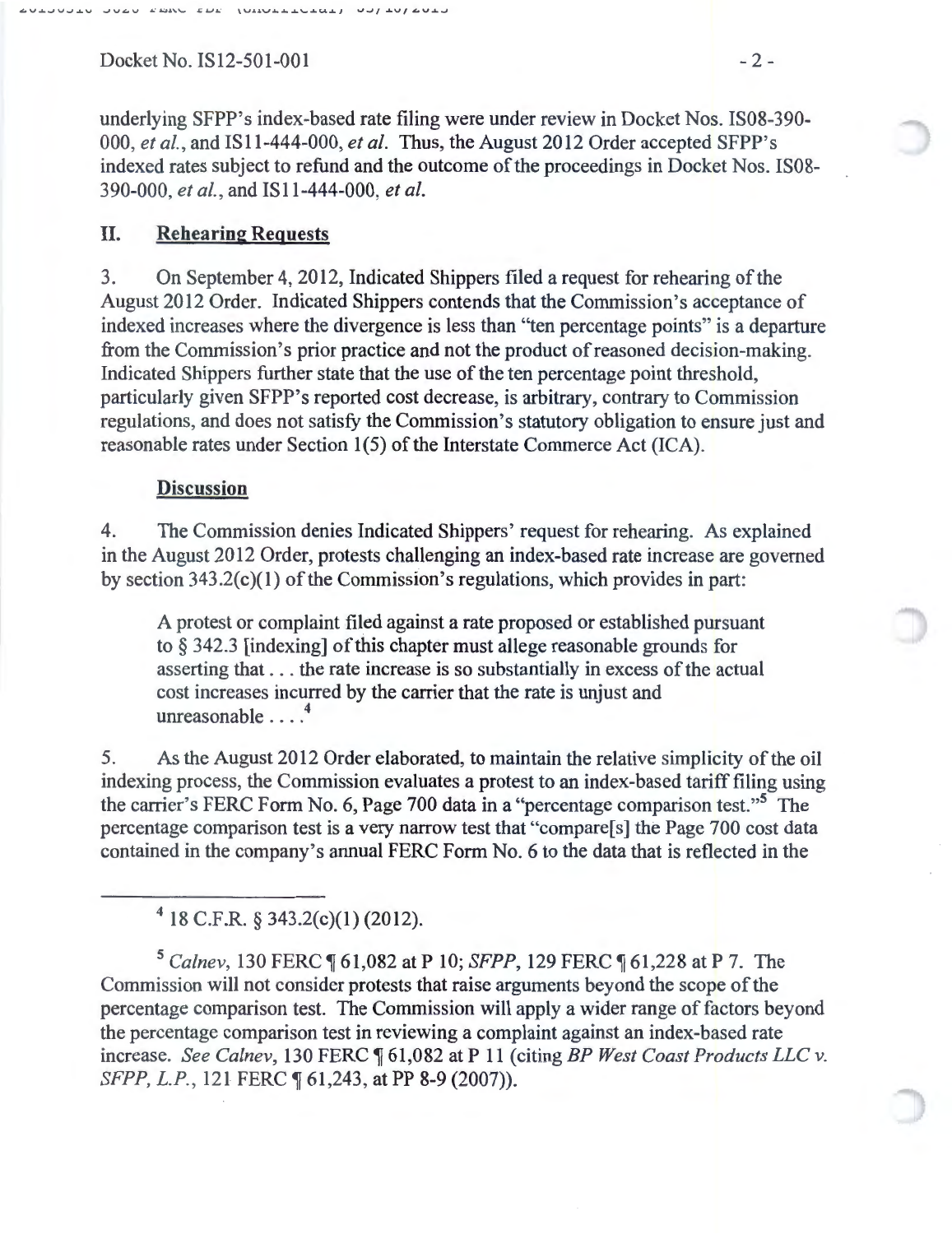underlying SFPP's index-based rate filing were under review in Docket Nos. IS08-390-000, *et al.*, and IS11-444-000, *et al.* Thus, the August 2012 Order accepted SFPP's indexed rates subject to refund and the outcome of the proceedings in Docket Nos. IS08-390-000, *et al.*, and IS11-444-000, *et al.*

## II. Rehearing Requests

3. On September 4, 2012, Indicated Shippers filed a request for rehearing of the August 2012 Order. Indicated Shippers contends that the Commission's acceptance of indexed increases where the divergence is less than "ten percentage points" is a departure from the Commission's prior practice and not the product of reasoned decision-making. Indicated Shippers further state that the use of the ten percentage point threshold, particularly given SFPP's reported cost decrease, is arbitrary, contrary to Commission regulations, and does not satisfy the Commission's statutory obligation to ensure just and reasonable rates under Section 1(5) of the Interstate Commerce Act (ICA).

### Discussion

4. The Commission denies Indicated Shippers' request for rehearing. As explained in the August 2012 Order, protests challenging an index-based rate increase are governed by section 343.2(c)(1) of the Commission's regulations, which provides in part:

> A protest or complaint filed against a rate proposed or established pursuant to § 342.3 [indexing] of this chapter must allege reasonable grounds for asserting that . . . the rate increase is so substantially in excess of the actual cost increases incurred by the carrier that the rate is unjust and unreasonable . . . .[4]

5. As the August 2012 Order elaborated, to maintain the relative simplicity of the oil indexing process, the Commission evaluates a protest to an index-based tariff filing using the carrier's FERC Form No. 6, Page 700 data in a "percentage comparison test."[5] The percentage comparison test is a very narrow test that "compare[s] the Page 700 cost data contained in the company's annual FERC Form No. 6 to the data that is reflected in the

---

[4] 18 C.F.R. § 343.2(c)(1) (2012).

[5] *Calnev*, 130 FERC ¶ 61,082 at P 10; *SFPP*, 129 FERC ¶ 61,228 at P 7. The Commission will not consider protests that raise arguments beyond the scope of the percentage comparison test. The Commission will apply a wider range of factors beyond the percentage comparison test in reviewing a complaint against an index-based rate increase. *See Calnev*, 130 FERC ¶ 61,082 at P 11 (citing *BP West Coast Products LLC v. SFPP, L.P.*, 121 FERC ¶ 61,243, at PP 8-9 (2007)).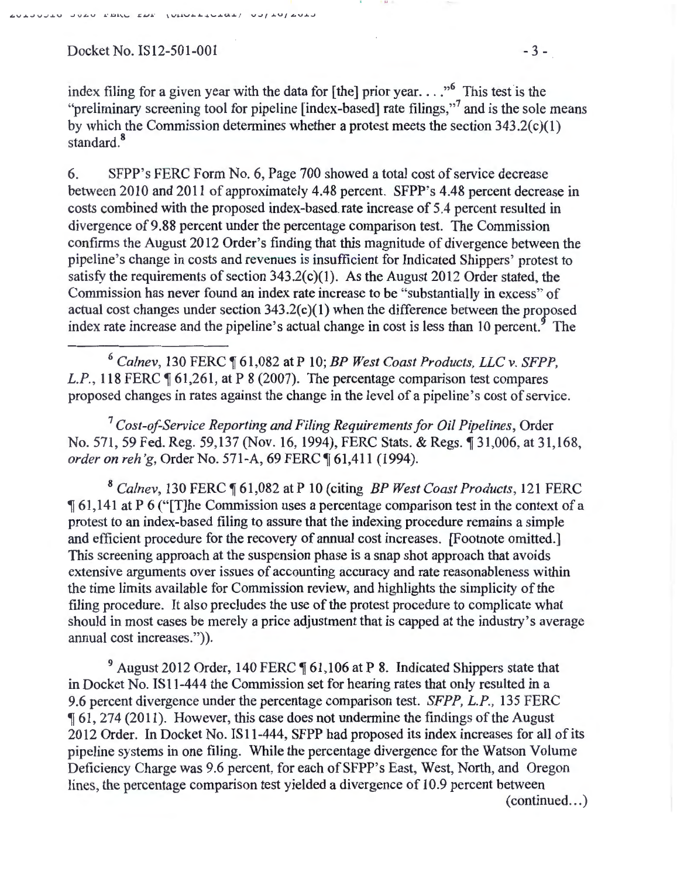index filing for a given year with the data for [the] prior year. . . ."[6] This test is the "preliminary screening tool for pipeline [index-based] rate filings,"[7] and is the sole means by which the Commission determines whether a protest meets the section 343.2(c)(1) standard.[8]

6. SFPP's FERC Form No. 6, Page 700 showed a total cost of service decrease between 2010 and 2011 of approximately 4.48 percent. SFPP's 4.48 percent decrease in costs combined with the proposed index-based rate increase of 5.4 percent resulted in divergence of 9.88 percent under the percentage comparison test. The Commission confirms the August 2012 Order's finding that this magnitude of divergence between the pipeline's change in costs and revenues is insufficient for Indicated Shippers' protest to satisfy the requirements of section 343.2(c)(1). As the August 2012 Order stated, the Commission has never found an index rate increase to be "substantially in excess" of actual cost changes under section 343.2(c)(1) when the difference between the proposed index rate increase and the pipeline's actual change in cost is less than 10 percent.[9] The

---

[6] *Calnev*, 130 FERC ¶ 61,082 at P 10; *BP West Coast Products, LLC v. SFPP, L.P.*, 118 FERC ¶ 61,261, at P 8 (2007). The percentage comparison test compares proposed changes in rates against the change in the level of a pipeline's cost of service.

[7] *Cost-of-Service Reporting and Filing Requirements for Oil Pipelines*, Order No. 571, 59 Fed. Reg. 59,137 (Nov. 16, 1994), FERC Stats. & Regs. ¶ 31,006, at 31,168, *order on reh'g*, Order No. 571-A, 69 FERC ¶ 61,411 (1994).

[8] *Calnev*, 130 FERC ¶ 61,082 at P 10 (citing *BP West Coast Products*, 121 FERC ¶ 61,141 at P 6 ("[T]he Commission uses a percentage comparison test in the context of a protest to an index-based filing to assure that the indexing procedure remains a simple and efficient procedure for the recovery of annual cost increases. [Footnote omitted.] This screening approach at the suspension phase is a snap shot approach that avoids extensive arguments over issues of accounting accuracy and rate reasonableness within the time limits available for Commission review, and highlights the simplicity of the filing procedure. It also precludes the use of the protest procedure to complicate what should in most cases be merely a price adjustment that is capped at the industry's average annual cost increases.")).

[9] August 2012 Order, 140 FERC ¶ 61,106 at P 8. Indicated Shippers state that in Docket No. IS11-444 the Commission set for hearing rates that only resulted in a 9.6 percent divergence under the percentage comparison test. *SFPP, L.P.*, 135 FERC ¶ 61, 274 (2011). However, this case does not undermine the findings of the August 2012 Order. In Docket No. IS11-444, SFPP had proposed its index increases for all of its pipeline systems in one filing. While the percentage divergence for the Watson Volume Deficiency Charge was 9.6 percent, for each of SFPP's East, West, North, and Oregon lines, the percentage comparison test yielded a divergence of 10.9 percent between

(continued...)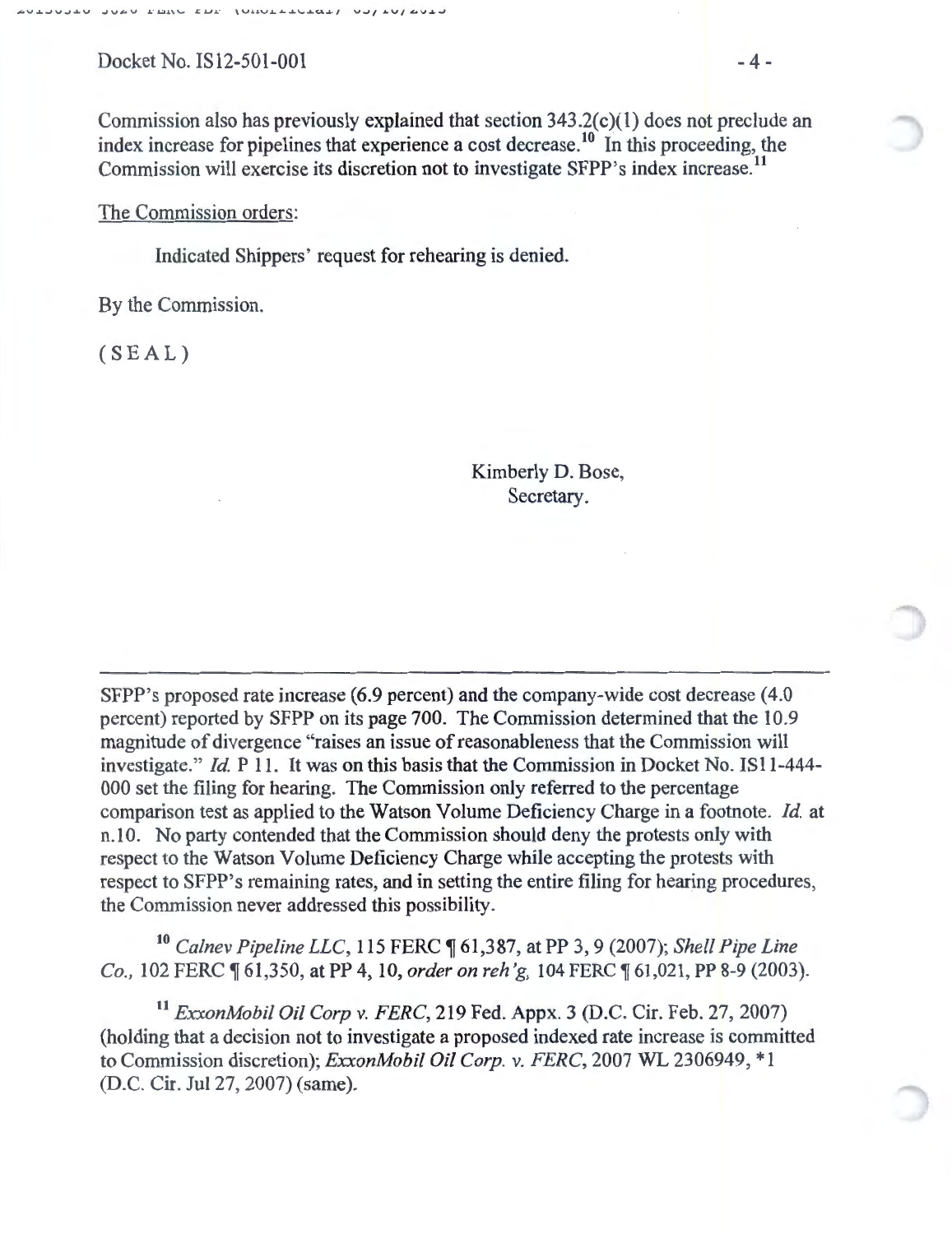Commission also has previously explained that section 343.2(c)(1) does not preclude an index increase for pipelines that experience a cost decrease.[10] In this proceeding, the Commission will exercise its discretion not to investigate SFPP's index increase.[11]

The Commission orders:

Indicated Shippers' request for rehearing is denied.

By the Commission.

( S E A L )

Kimberly D. Bose,
Secretary.

---

SFPP's proposed rate increase (6.9 percent) and the company-wide cost decrease (4.0 percent) reported by SFPP on its page 700. The Commission determined that the 10.9 magnitude of divergence "raises an issue of reasonableness that the Commission will investigate." *Id.* P 11. It was on this basis that the Commission in Docket No. IS11-444-000 set the filing for hearing. The Commission only referred to the percentage comparison test as applied to the Watson Volume Deficiency Charge in a footnote. *Id.* at n.10. No party contended that the Commission should deny the protests only with respect to the Watson Volume Deficiency Charge while accepting the protests with respect to SFPP's remaining rates, and in setting the entire filing for hearing procedures, the Commission never addressed this possibility.

[10] *Calnev Pipeline LLC*, 115 FERC ¶ 61,387, at PP 3, 9 (2007); *Shell Pipe Line Co.*, 102 FERC ¶ 61,350, at PP 4, 10, *order on reh'g*, 104 FERC ¶ 61,021, PP 8-9 (2003).

[11] *ExxonMobil Oil Corp v. FERC*, 219 Fed. Appx. 3 (D.C. Cir. Feb. 27, 2007) (holding that a decision not to investigate a proposed indexed rate increase is committed to Commission discretion); *ExxonMobil Oil Corp. v. FERC*, 2007 WL 2306949, *1 (D.C. Cir. Jul 27, 2007) (same).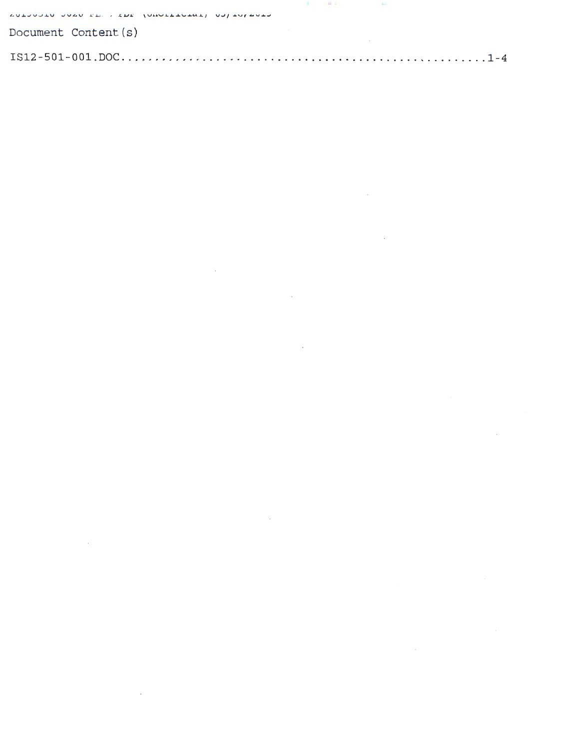Document Content(s)

IS12-501-001.DOC.......................................................1-4